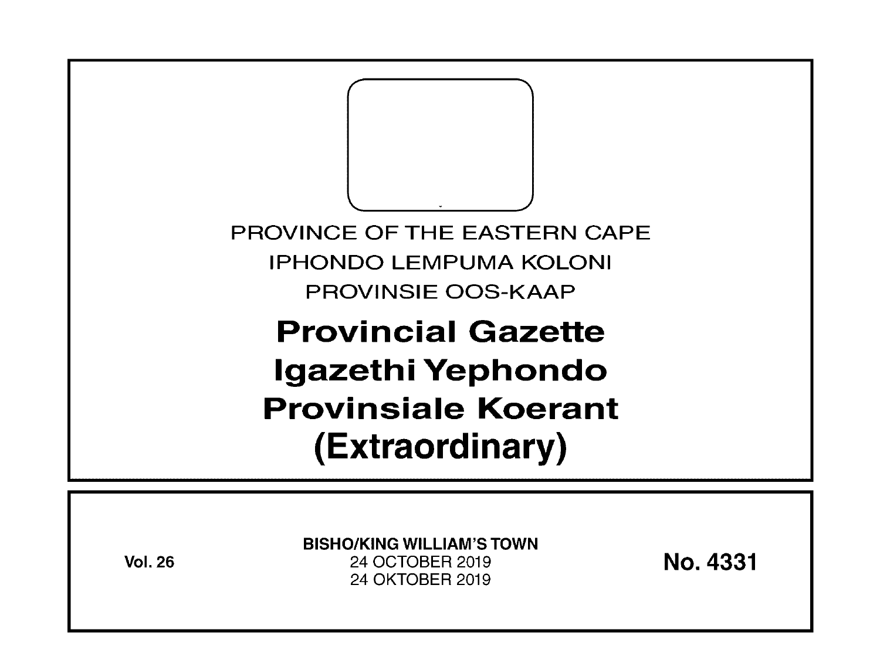PROVINCE OF THE EASTERN CAPE

IPHONDO LEMPUMA KOLONI

PROVINSIE OOS-KAAP

# Provincial Gazette
# Igazethi Yephondo
# Provinsiale Koerant
# (Extraordinary)

**Vol. 26**

**BISHO/KING WILLIAM'S TOWN**

24 OCTOBER 2019

24 OKTOBER 2019

**No. 4331**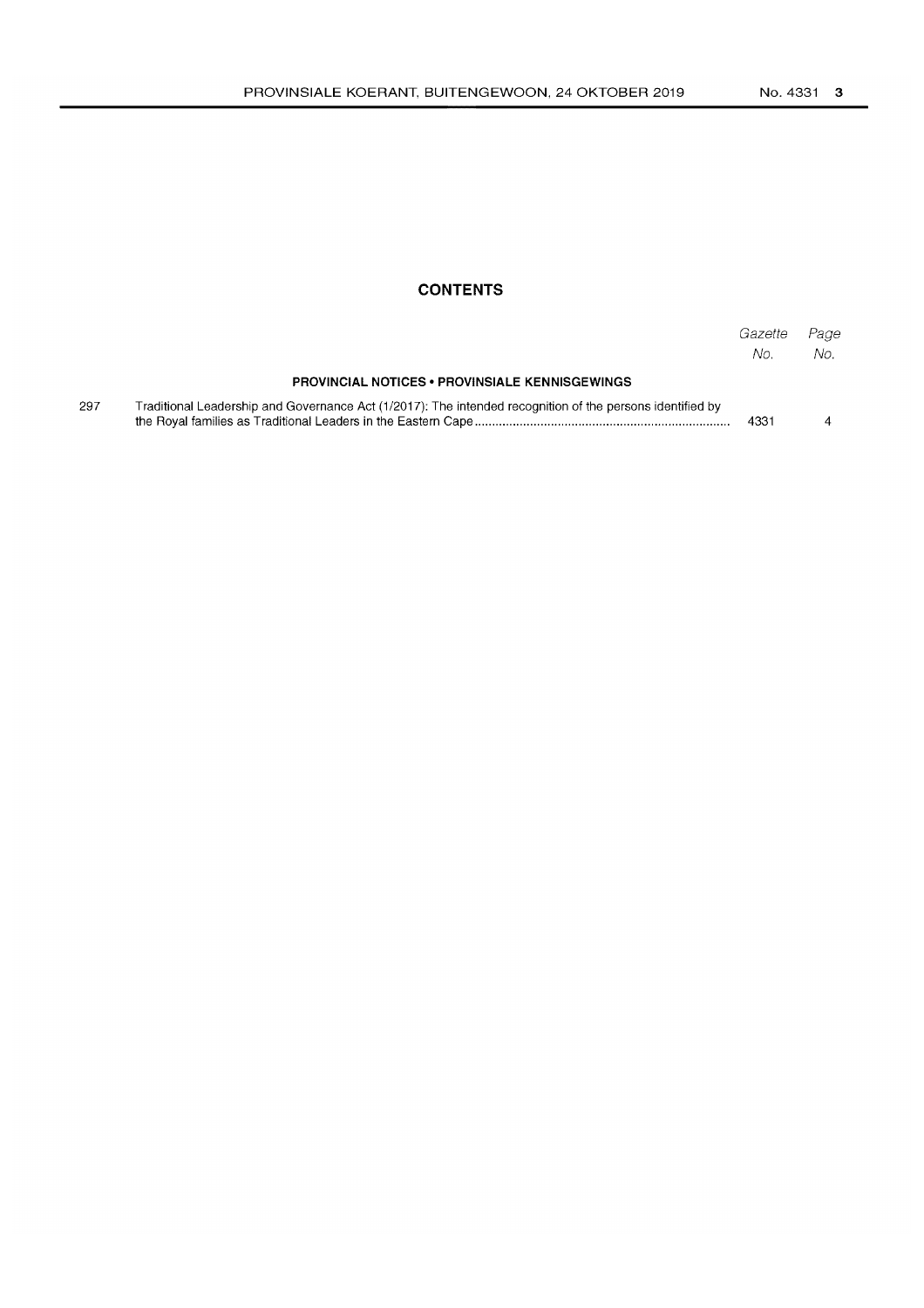## CONTENTS

| | | Gazette No. | Page No. |
|---|---|---|---|
| | **PROVINCIAL NOTICES • PROVINSIALE KENNISGEWINGS** | | |
| 297 | Traditional Leadership and Governance Act (1/2017): The intended recognition of the persons identified by the Royal families as Traditional Leaders in the Eastern Cape | 4331 | 4 |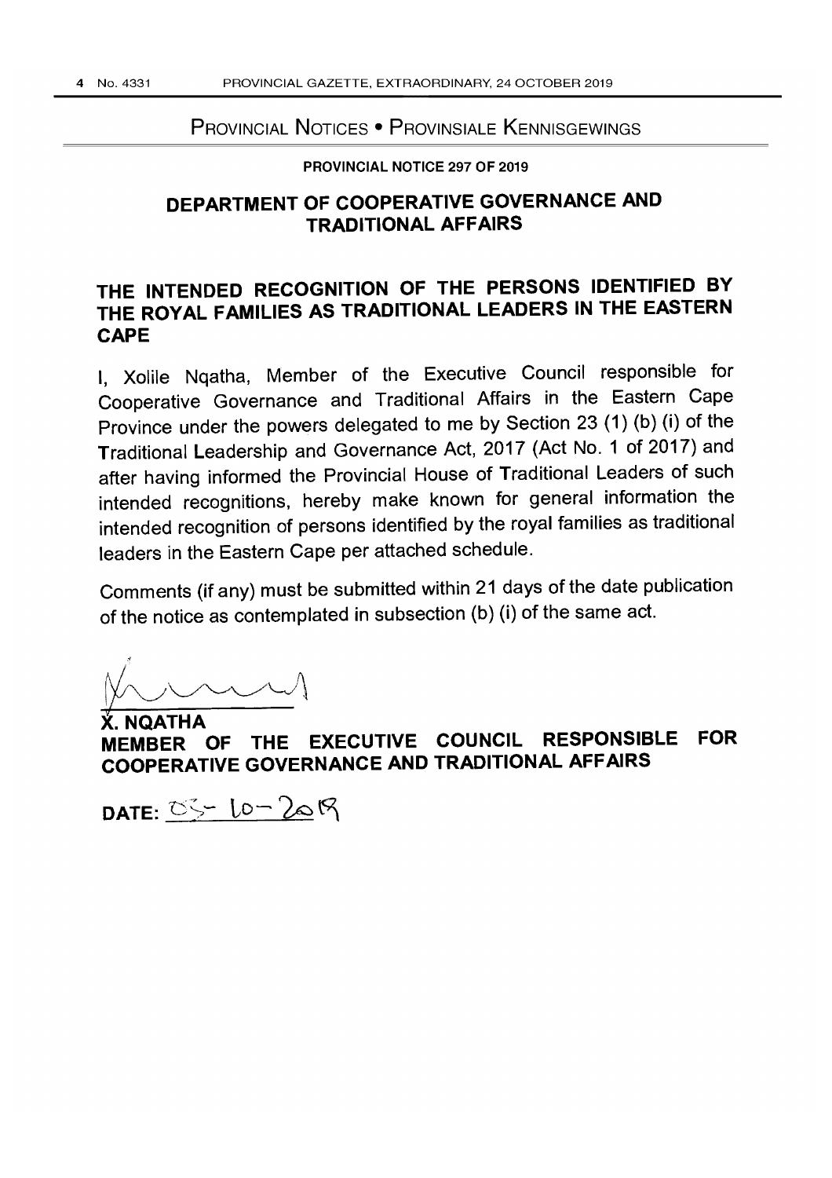## Provincial Notices • Provinsiale Kennisgewings

**PROVINCIAL NOTICE 297 OF 2019**

# DEPARTMENT OF COOPERATIVE GOVERNANCE AND TRADITIONAL AFFAIRS

## THE INTENDED RECOGNITION OF THE PERSONS IDENTIFIED BY THE ROYAL FAMILIES AS TRADITIONAL LEADERS IN THE EASTERN CAPE

I, Xolile Nqatha, Member of the Executive Council responsible for Cooperative Governance and Traditional Affairs in the Eastern Cape Province under the powers delegated to me by Section 23 (1) (b) (i) of the Traditional Leadership and Governance Act, 2017 (Act No. 1 of 2017) and after having informed the Provincial House of Traditional Leaders of such intended recognitions, hereby make known for general information the intended recognition of persons identified by the royal families as traditional leaders in the Eastern Cape per attached schedule.

Comments (if any) must be submitted within 21 days of the date publication of the notice as contemplated in subsection (b) (i) of the same act.

**X. NQATHA**
**MEMBER OF THE EXECUTIVE COUNCIL RESPONSIBLE FOR COOPERATIVE GOVERNANCE AND TRADITIONAL AFFAIRS**

**DATE:** 03-10-2019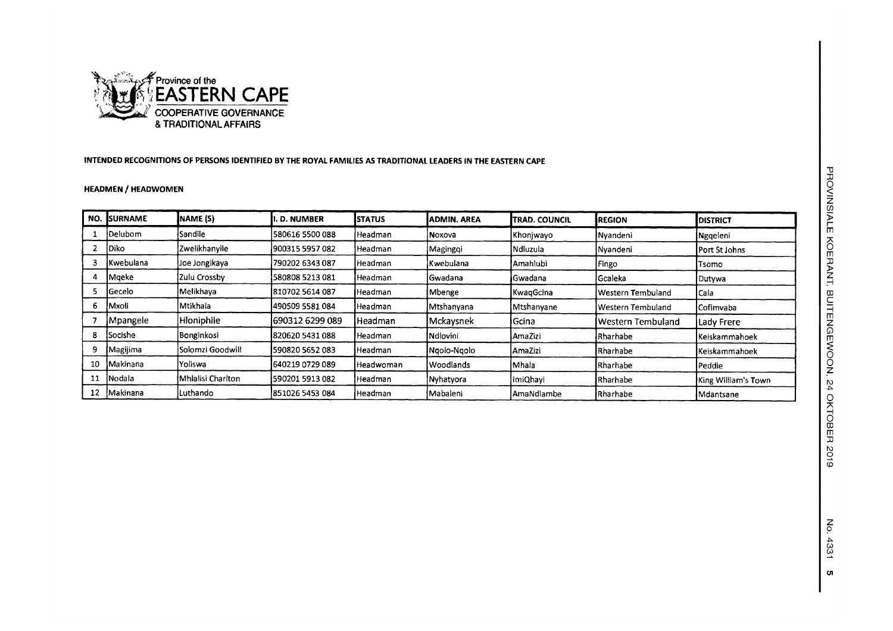Province of the
**EASTERN CAPE**
COOPERATIVE GOVERNANCE
& TRADITIONAL AFFAIRS

**INTENDED RECOGNITIONS OF PERSONS IDENTIFIED BY THE ROYAL FAMILIES AS TRADITIONAL LEADERS IN THE EASTERN CAPE**

**HEADMEN / HEADWOMEN**

| NO. | SURNAME | NAME (S) | I. D. NUMBER | STATUS | ADMIN. AREA | TRAD. COUNCIL | REGION | DISTRICT |
|---|---|---|---|---|---|---|---|---|
| 1 | Delubom | Sandile | 580616 5500 088 | Headman | Noxova | Khonjwayo | Nyandeni | Ngqeleni |
| 2 | Diko | Zwelikhanyile | 900315 5957 082 | Headman | Magingqi | Ndluzula | Nyandeni | Port St Johns |
| 3 | Kwebulana | Joe Jongikaya | 790202 6343 087 | Headman | Kwebulana | Amahlubi | Fingo | Tsomo |
| 4 | Mqeke | Zulu Crossby | 580808 5213 081 | Headman | Gwadana | Gwadana | Gcaleka | Dutywa |
| 5 | Gecelo | Melikhaya | 810702 5614 087 | Headman | Mbenge | KwaqGcina | Western Tembuland | Cala |
| 6 | Mxoli | Mtikhala | 490509 5581 084 | Headman | Mtshanyana | Mtshanyane | Western Tembuland | Cofimvaba |
| 7 | Mpangele | Hloniphile | 690312 6299 089 | Headman | Mckaysnek | Gcina | Western Tembuland | Lady Frere |
| 8 | Socishe | Bonginkosi | 820620 5431 088 | Headman | Ndlovini | AmaZizi | Rharhabe | Keiskammahoek |
| 9 | Magijima | Solomzi Goodwill | 590820 5652 083 | Headman | Nqolo-Nqolo | AmaZizi | Rharhabe | Keiskammahoek |
| 10 | Makinana | Yoliswa | 640219 0729 089 | Headwoman | Woodlands | Mhala | Rharhabe | Peddie |
| 11 | Nodala | Mhlalisi Charlton | 590201 5913 082 | Headman | Nyhatyora | ImiQhayi | Rharhabe | King William's Town |
| 12 | Makinana | Luthando | 851026 5453 084 | Headman | Mabaleni | AmaNdlambe | Rharhabe | Mdantsane |